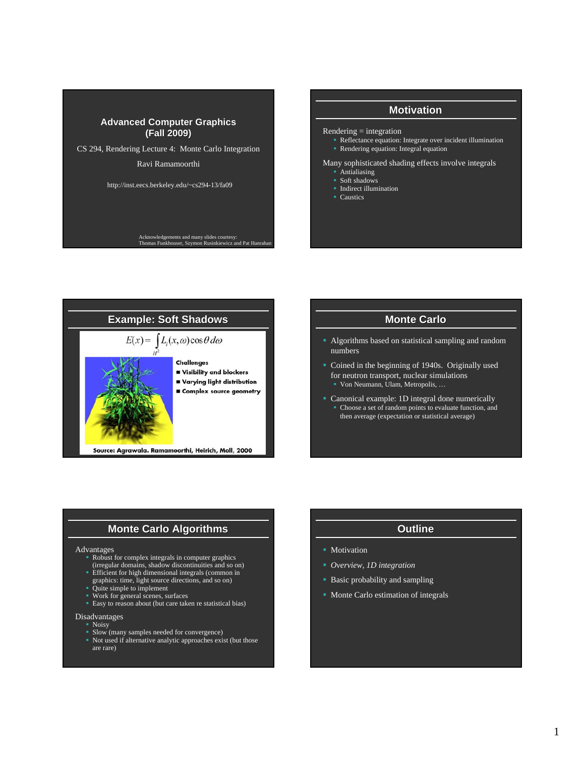# Advanced Computer Graphics (Fall 2009)

CS 294, Rendering Lecture 4: Monte Carlo Integration

Ravi Ramamoorthi

http://inst.eecs.berkeley.edu/~cs294-13/fa09

Acknowledgements and many slides courtesy: Thomas Funkhouser, Szymon Rusinkiewicz and Pat Hanrahan

## Motivation

Rendering = integration
- Reflectance equation: Integrate over incident illumination
- Rendering equation: Integral equation

Many sophisticated shading effects involve integrals
- Antialiasing
- Soft shadows
- Indirect illumination
- Caustics

## Example: Soft Shadows

$$E(x) = \int_{H^2} L_i(x,\omega)\cos\theta\, d\omega$$

Challenges
- Visibility and blockers
- Varying light distribution
- Complex source geometry

Source: Agrawala, Ramamoorthi, Heirich, Moll, 2000

## Monte Carlo

- Algorithms based on statistical sampling and random numbers
- Coined in the beginning of 1940s. Originally used for neutron transport, nuclear simulations
  - Von Neumann, Ulam, Metropolis, …
- Canonical example: 1D integral done numerically
  - Choose a set of random points to evaluate function, and then average (expectation or statistical average)

## Monte Carlo Algorithms

Advantages
- Robust for complex integrals in computer graphics (irregular domains, shadow discontinuities and so on)
- Efficient for high dimensional integrals (common in graphics: time, light source directions, and so on)
- Quite simple to implement
- Work for general scenes, surfaces
- Easy to reason about (but care taken re statistical bias)

Disadvantages
- Noisy
- Slow (many samples needed for convergence)
- Not used if alternative analytic approaches exist (but those are rare)

## Outline

- Motivation
- *Overview, 1D integration*
- Basic probability and sampling
- Monte Carlo estimation of integrals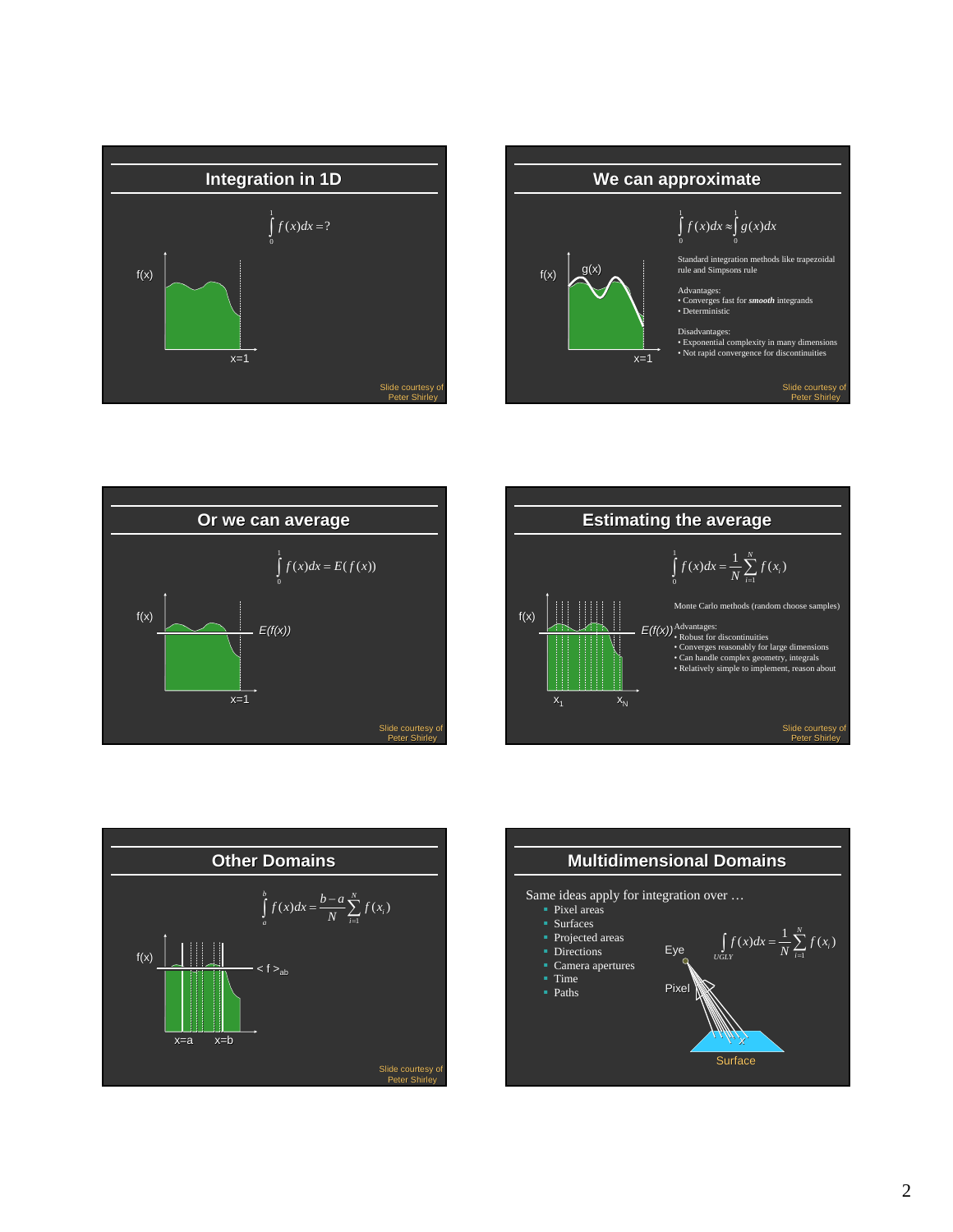## Integration in 1D

$$\int_0^1 f(x)dx = ?$$

f(x)

x=1

Slide courtesy of Peter Shirley

## We can approximate

$$\int_0^1 f(x)dx \approx \int_0^1 g(x)dx$$

f(x)

g(x)

x=1

Standard integration methods like trapezoidal rule and Simpsons rule

Advantages:
- Converges fast for ***smooth*** integrands
- Deterministic

Disadvantages:
- Exponential complexity in many dimensions
- Not rapid convergence for discontinuities

Slide courtesy of Peter Shirley

## Or we can average

$$\int_0^1 f(x)dx = E(f(x))$$

f(x)

*E(f(x))*

x=1

Slide courtesy of Peter Shirley

## Estimating the average

$$\int_0^1 f(x)dx = \frac{1}{N}\sum_{i=1}^{N} f(x_i)$$

f(x)

*E(f(x))*

$x_1$

$x_N$

Monte Carlo methods (random choose samples)

Advantages:
- Robust for discontinuities
- Converges reasonably for large dimensions
- Can handle complex geometry, integrals
- Relatively simple to implement, reason about

Slide courtesy of Peter Shirley

## Other Domains

$$\int_a^b f(x)dx = \frac{b-a}{N}\sum_{i=1}^{N} f(x_i)$$

f(x)

$< f >_{ab}$

x=a

x=b

Slide courtesy of Peter Shirley

## Multidimensional Domains

Same ideas apply for integration over …
- Pixel areas
- Surfaces
- Projected areas
- Directions
- Camera apertures
- Time
- Paths

$$\int_{UGLY} f(x)dx = \frac{1}{N}\sum_{i=1}^{N} f(x_i)$$

Eye

Pixel

x

Surface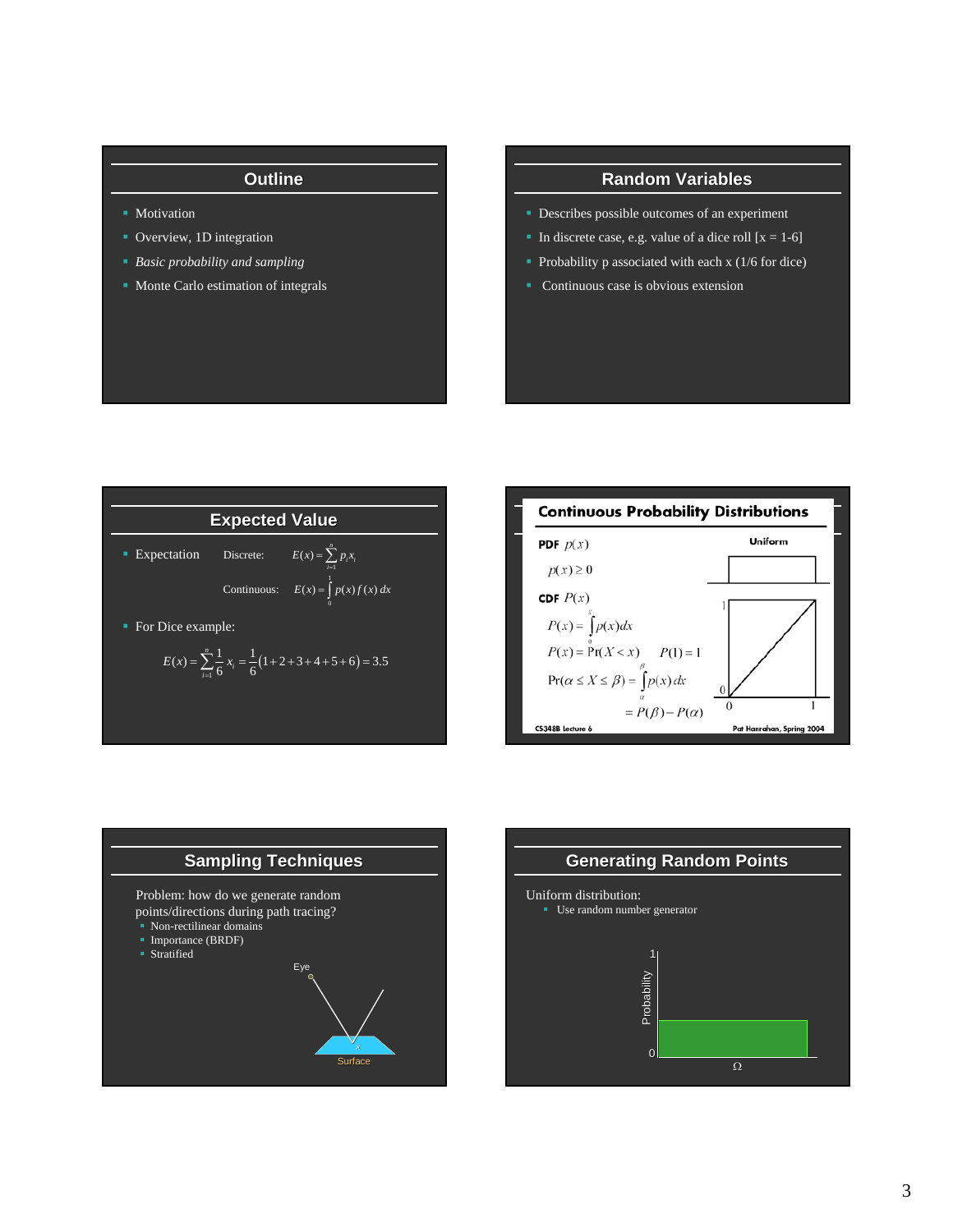## Outline

- Motivation
- Overview, 1D integration
- *Basic probability and sampling*
- Monte Carlo estimation of integrals

## Random Variables

- Describes possible outcomes of an experiment
- In discrete case, e.g. value of a dice roll [x = 1-6]
- Probability p associated with each x (1/6 for dice)
- Continuous case is obvious extension

## Expected Value

- Expectation
  - Discrete: $E(x) = \sum_{i=1}^{n} p_i x_i$
  - Continuous: $E(x) = \int_0^1 p(x) f(x)\, dx$
- For Dice example:

$$E(x) = \sum_{i=1}^{n} \frac{1}{6} x_i = \frac{1}{6}(1+2+3+4+5+6) = 3.5$$

## Continuous Probability Distributions

**PDF** $p(x)$

$p(x) \geq 0$

**CDF** $P(x)$

$$P(x) = \int_0^x p(x)dx$$

$$P(x) = \Pr(X < x) \qquad P(1) = 1$$

$$\Pr(\alpha \leq X \leq \beta) = \int_\alpha^\beta p(x)\, dx$$

$$= P(\beta) - P(\alpha)$$

Uniform

1

0

0

1

CS348B Lecture 6

Pat Hanrahan, Spring 2004

## Sampling Techniques

Problem: how do we generate random points/directions during path tracing?

- Non-rectilinear domains
- Importance (BRDF)
- Stratified

Eye

x

Surface

## Generating Random Points

Uniform distribution:

- Use random number generator

1

Probability

0

Ω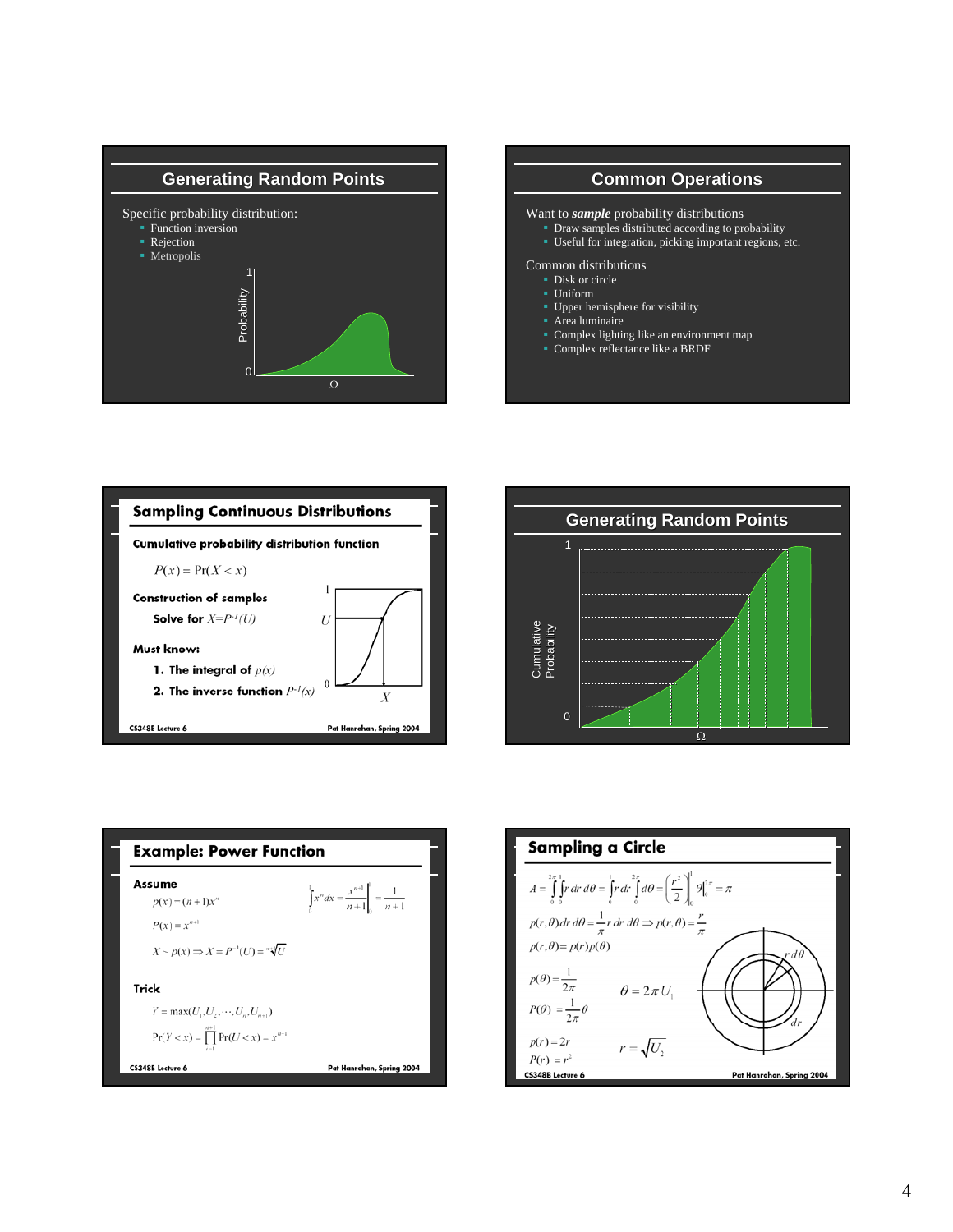## Generating Random Points

Specific probability distribution:

- Function inversion
- Rejection
- Metropolis

1

Probability

0

Ω

## Common Operations

Want to ***sample*** probability distributions

- Draw samples distributed according to probability
- Useful for integration, picking important regions, etc.

Common distributions

- Disk or circle
- Uniform
- Upper hemisphere for visibility
- Area luminaire
- Complex lighting like an environment map
- Complex reflectance like a BRDF

## Sampling Continuous Distributions

**Cumulative probability distribution function**

$$P(x) = \Pr(X < x)$$

**Construction of samples**

**Solve for** $X = P^{-1}(U)$

**Must know:**

1. **The integral of** $p(x)$
2. **The inverse function** $P^{-1}(x)$

1

$U$

0

$X$

CS348B Lecture 6 — Pat Hanrahan, Spring 2004

## Generating Random Points

1

Cumulative Probability

0

Ω

## Example: Power Function

**Assume**

$$p(x) = (n+1)x^n$$

$$\int_0^1 x^n dx = \left.\frac{x^{n+1}}{n+1}\right|_0^1 = \frac{1}{n+1}$$

$$P(x) = x^{n+1}$$

$$X \sim p(x) \Rightarrow X = P^{-1}(U) = \sqrt[n+1]{U}$$

**Trick**

$$Y = \max(U_1, U_2, \cdots, U_n, U_{n+1})$$

$$\Pr(Y < x) = \prod_{i=1}^{n+1} \Pr(U < x) = x^{n+1}$$

CS348B Lecture 6 — Pat Hanrahan, Spring 2004

## Sampling a Circle

$$A = \int_0^{2\pi}\int_0^1 r\,dr\,d\theta = \int_0^1 r\,dr \int_0^{2\pi} d\theta = \left.\left(\frac{r^2}{2}\right)\right|_0^1 \left.\theta\right|_0^{2\pi} = \pi$$

$$p(r,\theta)\,dr\,d\theta = \frac{1}{\pi} r\,dr\,d\theta \Rightarrow p(r,\theta) = \frac{r}{\pi}$$

$$p(r,\theta) = p(r)p(\theta)$$

$$p(\theta) = \frac{1}{2\pi} \qquad \theta = 2\pi U_1$$

$$P(\theta) = \frac{1}{2\pi}\theta$$

$$p(r) = 2r \qquad r = \sqrt{U_2}$$

$$P(r) = r^2$$

$r\,d\theta$

$dr$

CS348B Lecture 6 — Pat Hanrahan, Spring 2004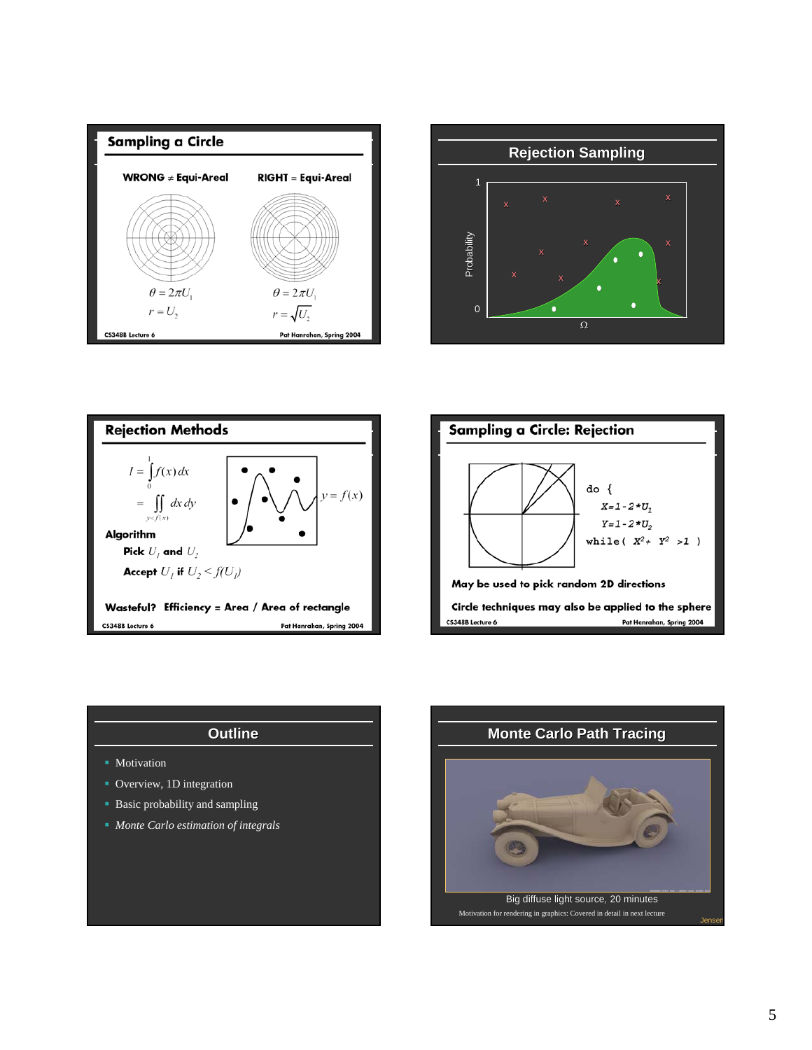## Sampling a Circle

**WRONG ≠ Equi-Areal**

$\theta = 2\pi U_1$

$r = U_2$

**RIGHT = Equi-Areal**

$\theta = 2\pi U_1$

$r = \sqrt{U_2}$

CS348B Lecture 6 Pat Hanrahan, Spring 2004

## Rejection Sampling

1

Probability

0

Ω

## Rejection Methods

$$I = \int_0^1 f(x)\,dx = \iint_{y<f(x)} dx\,dy$$

$y = f(x)$

**Algorithm**

**Pick** $U_1$ **and** $U_2$

**Accept** $U_1$ **if** $U_2 < f(U_1)$

**Wasteful? Efficiency = Area / Area of rectangle**

CS348B Lecture 6 Pat Hanrahan, Spring 2004

## Sampling a Circle: Rejection

```
do {
  X=1-2*U1
  Y=1-2*U2
while( X^2+ Y^2 >1 )
```

**May be used to pick random 2D directions**

**Circle techniques may also be applied to the sphere**

CS348B Lecture 6 Pat Hanrahan, Spring 2004

## Outline

- Motivation
- Overview, 1D integration
- Basic probability and sampling
- *Monte Carlo estimation of integrals*

## Monte Carlo Path Tracing

Big diffuse light source, 20 minutes

Motivation for rendering in graphics: Covered in detail in next lecture

Jensen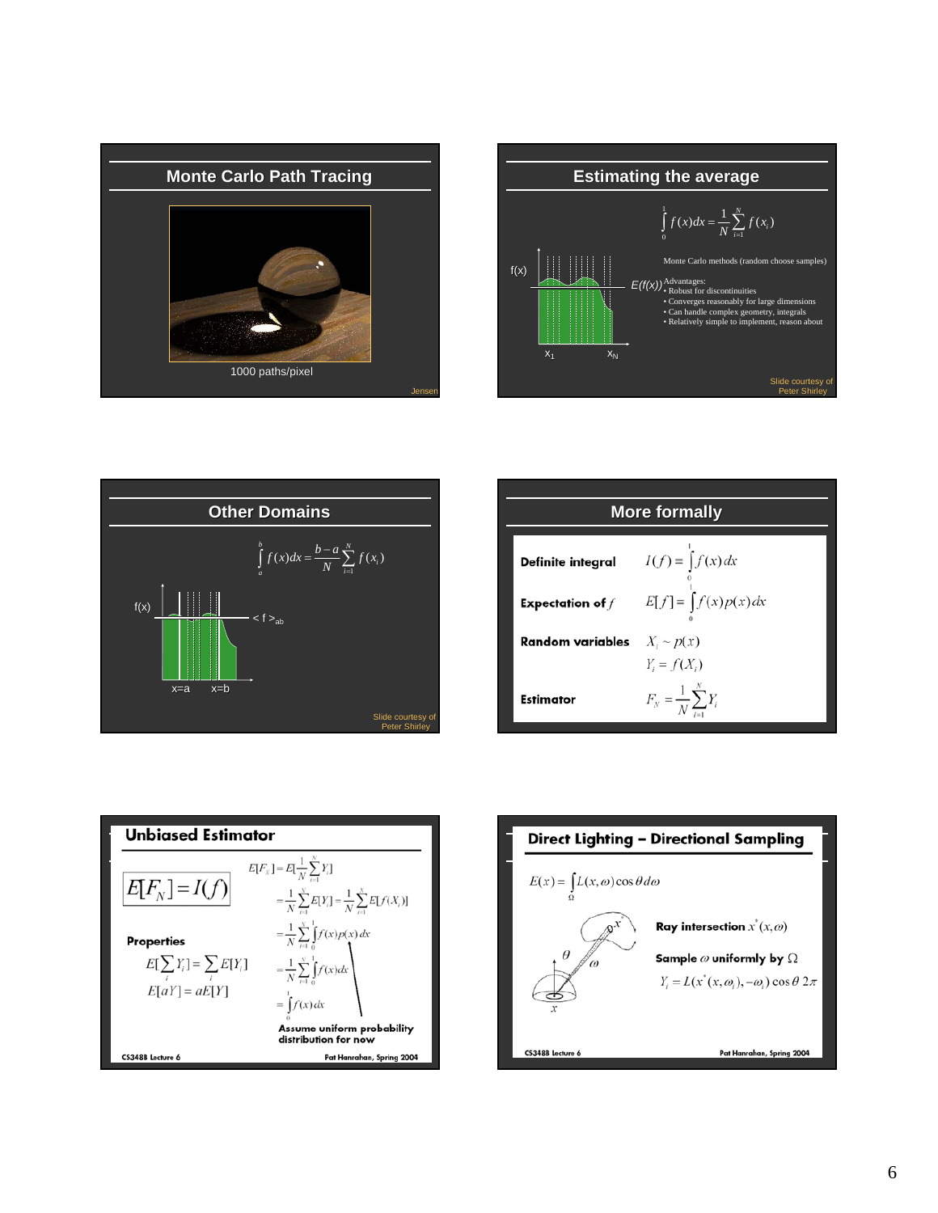## Monte Carlo Path Tracing

1000 paths/pixel

Jensen

## Estimating the average

$$\int_0^1 f(x)dx = \frac{1}{N}\sum_{i=1}^{N} f(x_i)$$

f(x)

$E(f(x))$

$x_1$ $x_N$

Monte Carlo methods (random choose samples)

Advantages:
- Robust for discontinuities
- Converges reasonably for large dimensions
- Can handle complex geometry, integrals
- Relatively simple to implement, reason about

Slide courtesy of Peter Shirley

## Other Domains

$$\int_a^b f(x)dx = \frac{b-a}{N}\sum_{i=1}^{N} f(x_i)$$

f(x)

$< f >_{ab}$

x=a x=b

Slide courtesy of Peter Shirley

## More formally

**Definite integral** $I(f) \equiv \int_0^1 f(x)\,dx$

**Expectation of $f$** $E[f] \equiv \int_0^1 f(x)p(x)\,dx$

**Random variables** $X_i \sim p(x)$

$Y_i = f(X_i)$

**Estimator** $F_N = \frac{1}{N}\sum_{i=1}^{N} Y_i$

## Unbiased Estimator

$$E[F_N] = I(f)$$

**Properties**

$$E[\sum_i Y_i] = \sum_i E[Y_i]$$

$$E[aY] = aE[Y]$$

$$E[F_N] = E[\frac{1}{N}\sum_{i=1}^{N} Y_i]$$

$$= \frac{1}{N}\sum_{i=1}^{N} E[Y_i] = \frac{1}{N}\sum_{i=1}^{N} E[f(X_i)]$$

$$= \frac{1}{N}\sum_{i=1}^{N}\int_0^1 f(x)p(x)\,dx$$

$$= \frac{1}{N}\sum_{i=1}^{N}\int_0^1 f(x)\,dx$$

$$= \int_0^1 f(x)\,dx$$

**Assume uniform probability distribution for now**

CS348B Lecture 6 Pat Hanrahan, Spring 2004

## Direct Lighting – Directional Sampling

$$E(x) = \int_{\Omega} L(x,\omega)\cos\theta\, d\omega$$

$x^*$ $\theta$ $\omega$ $x$

**Ray intersection** $x^*(x,\omega)$

**Sample $\omega$ uniformly by $\Omega$**

$$Y_i = L(x^*(x,\omega_i), -\omega_i)\cos\theta\; 2\pi$$

CS348B Lecture 6 Pat Hanrahan, Spring 2004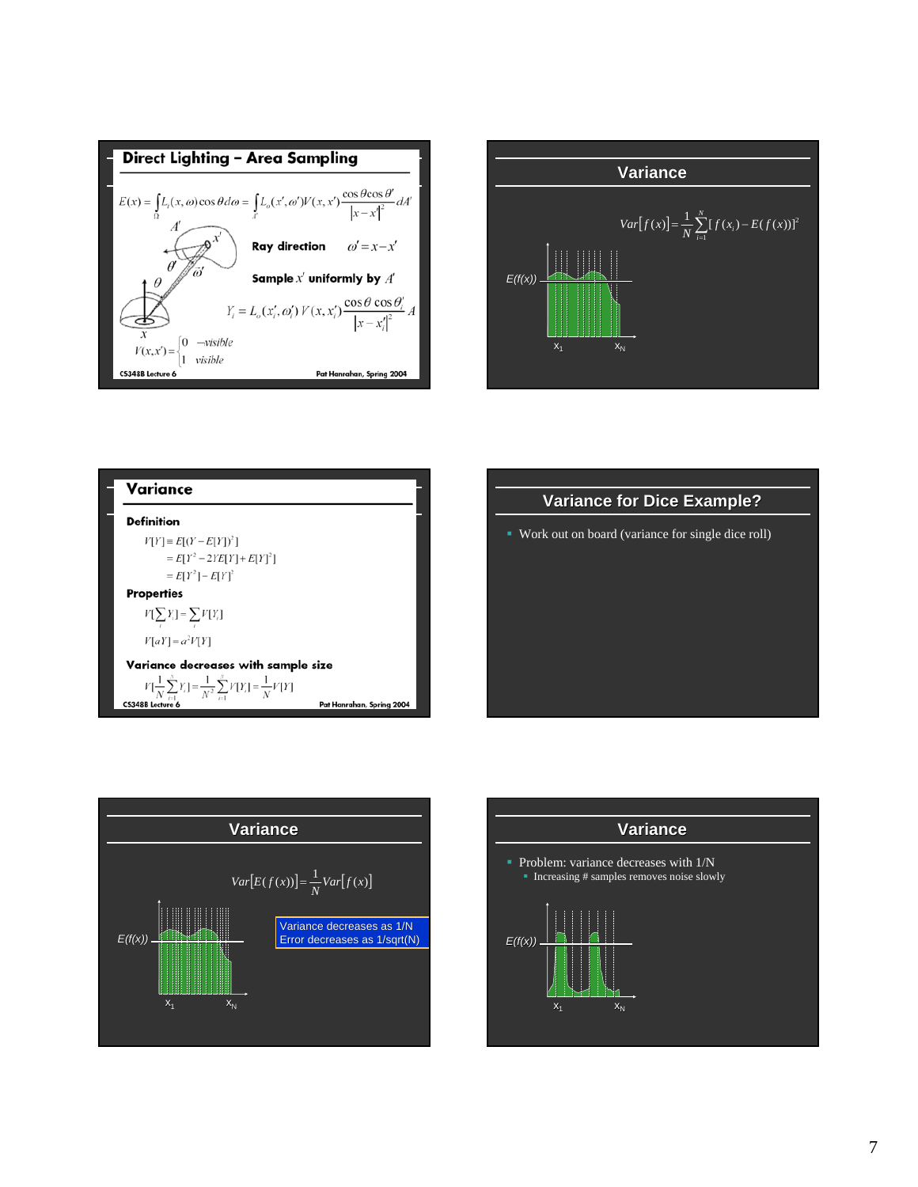## Direct Lighting – Area Sampling

$$E(x) = \int_{\Omega} L_i(x,\omega)\cos\theta \, d\omega = \int_{A'} L_o(x',\omega') V(x,x') \frac{\cos\theta \cos\theta'}{|x-x'|^2} dA'$$

$A'$, $x'$, $\theta'$, $\omega'$, $\theta$, $x$

**Ray direction** $\omega' = x - x'$

**Sample $x'$ uniformly by $A'$**

$$Y_i = L_o(x_i', \omega_i') V(x, x_i') \frac{\cos\theta \cos\theta_i'}{|x - x_i'|^2} A$$

$$V(x,x') = \begin{cases} 0 & \text{-visible} \\ 1 & \text{visible} \end{cases}$$

CS348B Lecture 6 — Pat Hanrahan, Spring 2004

## Variance

$$Var[f(x)] = \frac{1}{N}\sum_{i=1}^{N}[f(x_i) - E(f(x))]^2$$

E(f(x))

$x_1$ $x_N$

## Variance

**Definition**

$$V[Y] \equiv E[(Y - E[Y])^2]$$
$$= E[Y^2 - 2YE[Y] + E[Y]^2]$$
$$= E[Y^2] - E[Y]^2$$

**Properties**

$$V[\sum_i Y_i] = \sum_i V[Y_i]$$

$$V[aY] = a^2 V[Y]$$

**Variance decreases with sample size**

$$V[\frac{1}{N}\sum_{i=1}^{N} Y_i] = \frac{1}{N^2}\sum_{i=1}^{N} V[Y_i] = \frac{1}{N} V[Y]$$

CS348B Lecture 6 — Pat Hanrahan, Spring 2004

## Variance for Dice Example?

- Work out on board (variance for single dice roll)

## Variance

$$Var[E(f(x))] = \frac{1}{N} Var[f(x)]$$

E(f(x))

$x_1$ $x_N$

Variance decreases as 1/N
Error decreases as 1/sqrt(N)

## Variance

- Problem: variance decreases with 1/N
  - Increasing # samples removes noise slowly

E(f(x))

$x_1$ $x_N$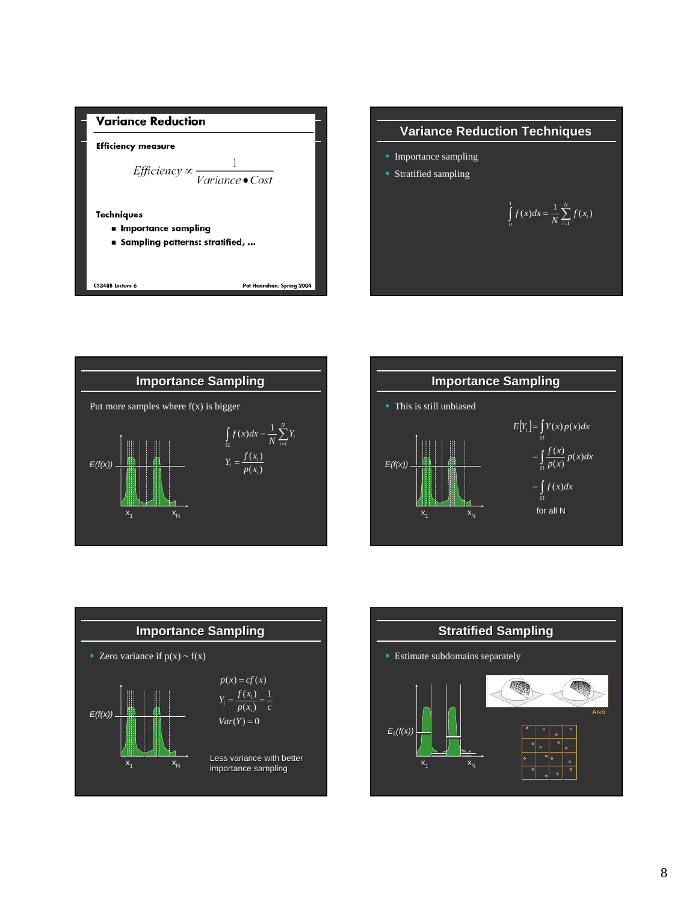## Variance Reduction

**Efficiency measure**

$$Efficiency \propto \frac{1}{Variance \bullet Cost}$$

**Techniques**

- **Importance sampling**
- **Sampling patterns: stratified, ...**

CS348B Lecture 6 Pat Hanrahan, Spring 2004

## Variance Reduction Techniques

- Importance sampling
- Stratified sampling

$$\int_0^1 f(x)dx = \frac{1}{N}\sum_{i=1}^{N} f(x_i)$$

## Importance Sampling

Put more samples where f(x) is bigger

$$\int_\Omega f(x)dx = \frac{1}{N}\sum_{i=1}^{N} Y_i$$

$$Y_i = \frac{f(x_i)}{p(x_i)}$$

E(f(x))

$x_1$ $x_N$

## Importance Sampling

- This is still unbiased

$$E[Y_i] = \int_\Omega Y(x)p(x)dx$$

$$= \int_\Omega \frac{f(x)}{p(x)}p(x)dx$$

$$= \int_\Omega f(x)dx$$

for all N

E(f(x))

$x_1$ $x_N$

## Importance Sampling

- Zero variance if p(x) ~ f(x)

$$p(x) = cf(x)$$

$$Y_i = \frac{f(x_i)}{p(x_i)} = \frac{1}{c}$$

$$Var(Y) = 0$$

Less variance with better importance sampling

E(f(x))

$x_1$ $x_N$

## Stratified Sampling

- Estimate subdomains separately

$E_k(f(x))$

$x_1$ $x_N$

Arvo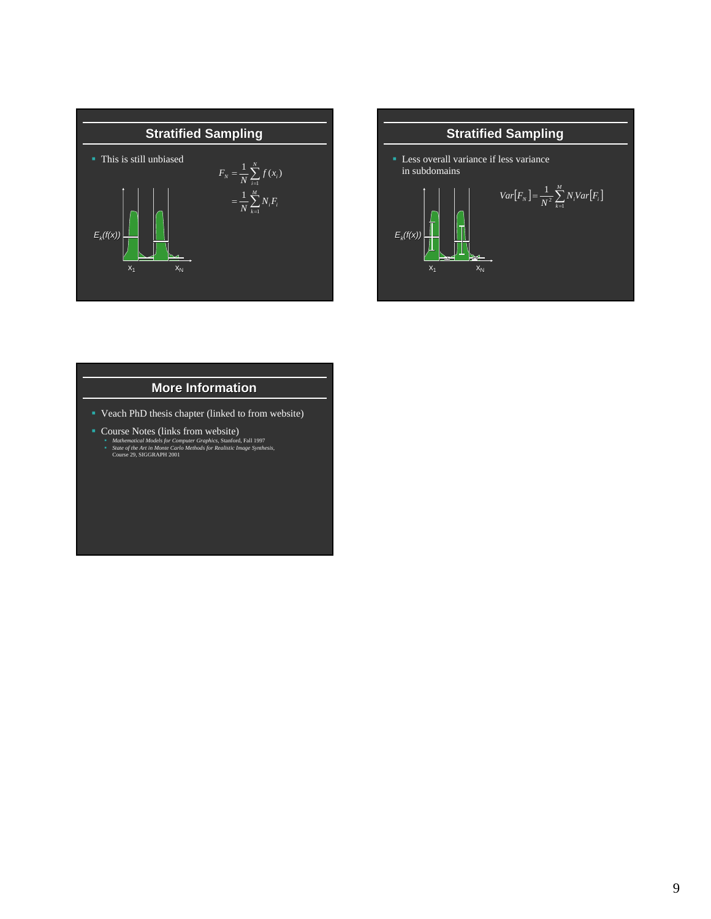## Stratified Sampling

- This is still unbiased

$$F_N = \frac{1}{N}\sum_{i=1}^{N} f(x_i)$$
$$= \frac{1}{N}\sum_{k=1}^{M} N_i F_i$$

$E_k(f(x))$

$x_1$

$x_N$

## Stratified Sampling

- Less overall variance if less variance in subdomains

$$Var[F_N] = \frac{1}{N^2}\sum_{k=1}^{M} N_i Var[F_i]$$

$E_k(f(x))$

$x_1$

$x_N$

## More Information

- Veach PhD thesis chapter (linked to from website)
- Course Notes (links from website)
  - *Mathematical Models for Computer Graphics*, Stanford, Fall 1997
  - *State of the Art in Monte Carlo Methods for Realistic Image Synthesis*, Course 29, SIGGRAPH 2001